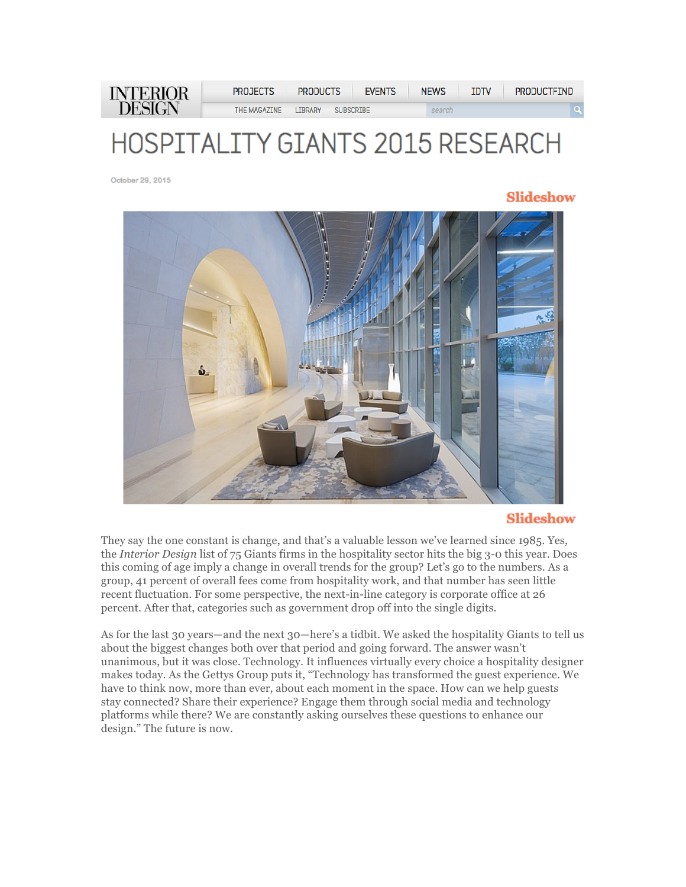# HOSPITALITY GIANTS 2015 RESEARCH

October 29, 2015

Slideshow

Slideshow

They say the one constant is change, and that's a valuable lesson we've learned since 1985. Yes, the *Interior Design* list of 75 Giants firms in the hospitality sector hits the big 3-0 this year. Does this coming of age imply a change in overall trends for the group? Let's go to the numbers. As a group, 41 percent of overall fees come from hospitality work, and that number has seen little recent fluctuation. For some perspective, the next-in-line category is corporate office at 26 percent. After that, categories such as government drop off into the single digits.

As for the last 30 years—and the next 30—here's a tidbit. We asked the hospitality Giants to tell us about the biggest changes both over that period and going forward. The answer wasn't unanimous, but it was close. Technology. It influences virtually every choice a hospitality designer makes today. As the Gettys Group puts it, "Technology has transformed the guest experience. We have to think now, more than ever, about each moment in the space. How can we help guests stay connected? Share their experience? Engage them through social media and technology platforms while there? We are constantly asking ourselves these questions to enhance our design." The future is now.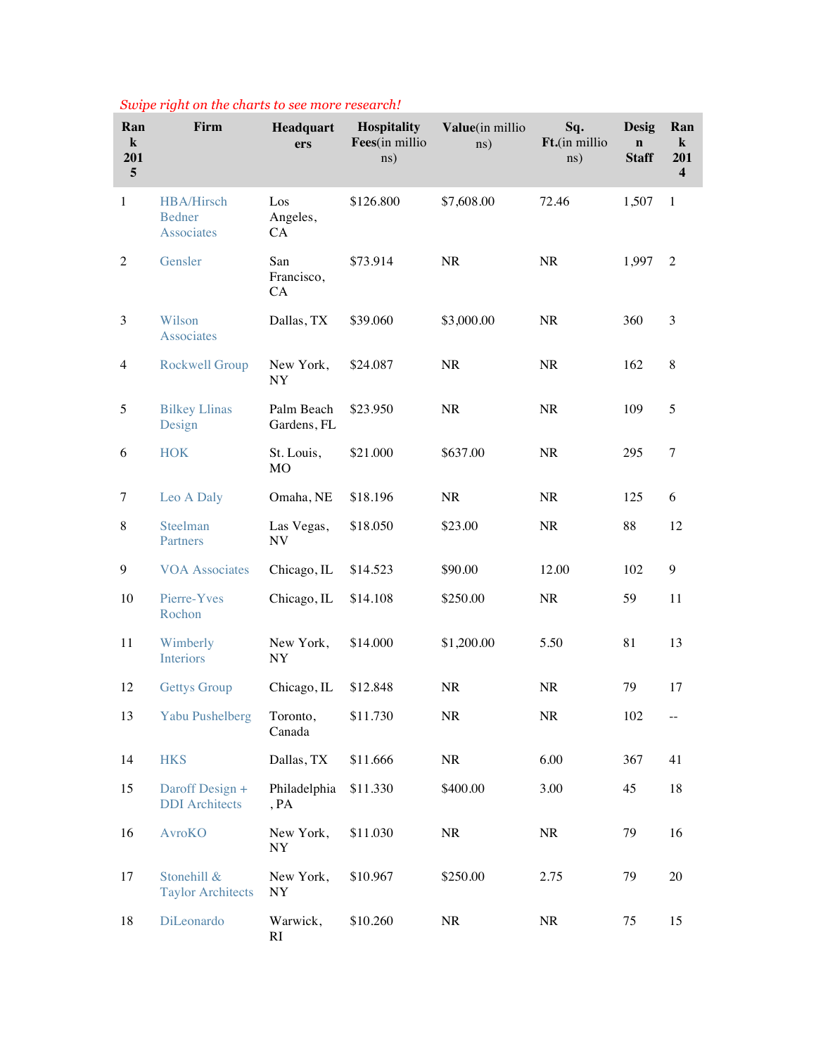*Swipe right on the charts to see more research!*

| Rank 2015 | Firm | Headquarters | Hospitality Fees(in millions) | Value(in millions) | Sq. Ft.(in millions) | Design Staff | Rank 2014 |
|---|---|---|---|---|---|---|---|
| 1 | HBA/Hirsch Bedner Associates | Los Angeles, CA | $126.800 | $7,608.00 | 72.46 | 1,507 | 1 |
| 2 | Gensler | San Francisco, CA | $73.914 | NR | NR | 1,997 | 2 |
| 3 | Wilson Associates | Dallas, TX | $39.060 | $3,000.00 | NR | 360 | 3 |
| 4 | Rockwell Group | New York, NY | $24.087 | NR | NR | 162 | 8 |
| 5 | Bilkey Llinas Design | Palm Beach Gardens, FL | $23.950 | NR | NR | 109 | 5 |
| 6 | HOK | St. Louis, MO | $21.000 | $637.00 | NR | 295 | 7 |
| 7 | Leo A Daly | Omaha, NE | $18.196 | NR | NR | 125 | 6 |
| 8 | Steelman Partners | Las Vegas, NV | $18.050 | $23.00 | NR | 88 | 12 |
| 9 | VOA Associates | Chicago, IL | $14.523 | $90.00 | 12.00 | 102 | 9 |
| 10 | Pierre-Yves Rochon | Chicago, IL | $14.108 | $250.00 | NR | 59 | 11 |
| 11 | Wimberly Interiors | New York, NY | $14.000 | $1,200.00 | 5.50 | 81 | 13 |
| 12 | Gettys Group | Chicago, IL | $12.848 | NR | NR | 79 | 17 |
| 13 | Yabu Pushelberg | Toronto, Canada | $11.730 | NR | NR | 102 | -- |
| 14 | HKS | Dallas, TX | $11.666 | NR | 6.00 | 367 | 41 |
| 15 | Daroff Design + DDI Architects | Philadelphia, PA | $11.330 | $400.00 | 3.00 | 45 | 18 |
| 16 | AvroKO | New York, NY | $11.030 | NR | NR | 79 | 16 |
| 17 | Stonehill & Taylor Architects | New York, NY | $10.967 | $250.00 | 2.75 | 79 | 20 |
| 18 | DiLeonardo | Warwick, RI | $10.260 | NR | NR | 75 | 15 |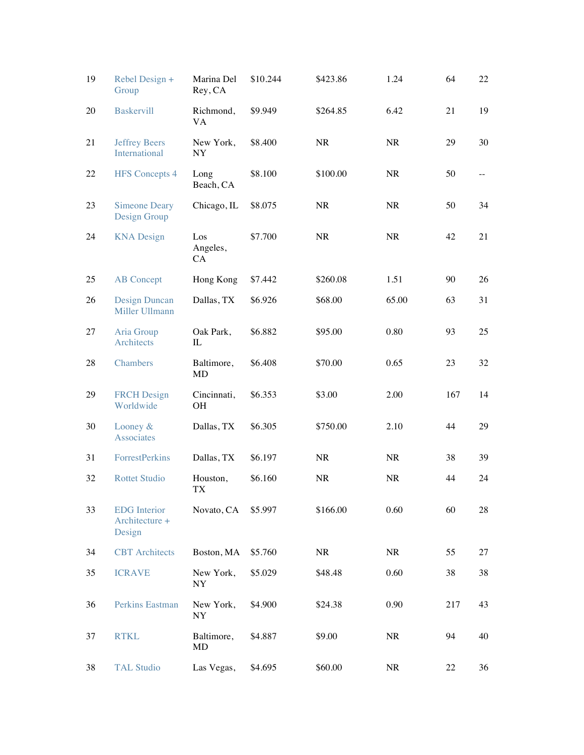| 19 | Rebel Design + Group | Marina Del Rey, CA | $10.244 | $423.86 | 1.24 | 64 | 22 |
|---|---|---|---|---|---|---|---|
| 20 | Baskervill | Richmond, VA | $9.949 | $264.85 | 6.42 | 21 | 19 |
| 21 | Jeffrey Beers International | New York, NY | $8.400 | NR | NR | 29 | 30 |
| 22 | HFS Concepts 4 | Long Beach, CA | $8.100 | $100.00 | NR | 50 | -- |
| 23 | Simeone Deary Design Group | Chicago, IL | $8.075 | NR | NR | 50 | 34 |
| 24 | KNA Design | Los Angeles, CA | $7.700 | NR | NR | 42 | 21 |
| 25 | AB Concept | Hong Kong | $7.442 | $260.08 | 1.51 | 90 | 26 |
| 26 | Design Duncan Miller Ullmann | Dallas, TX | $6.926 | $68.00 | 65.00 | 63 | 31 |
| 27 | Aria Group Architects | Oak Park, IL | $6.882 | $95.00 | 0.80 | 93 | 25 |
| 28 | Chambers | Baltimore, MD | $6.408 | $70.00 | 0.65 | 23 | 32 |
| 29 | FRCH Design Worldwide | Cincinnati, OH | $6.353 | $3.00 | 2.00 | 167 | 14 |
| 30 | Looney & Associates | Dallas, TX | $6.305 | $750.00 | 2.10 | 44 | 29 |
| 31 | ForrestPerkins | Dallas, TX | $6.197 | NR | NR | 38 | 39 |
| 32 | Rottet Studio | Houston, TX | $6.160 | NR | NR | 44 | 24 |
| 33 | EDG Interior Architecture + Design | Novato, CA | $5.997 | $166.00 | 0.60 | 60 | 28 |
| 34 | CBT Architects | Boston, MA | $5.760 | NR | NR | 55 | 27 |
| 35 | ICRAVE | New York, NY | $5.029 | $48.48 | 0.60 | 38 | 38 |
| 36 | Perkins Eastman | New York, NY | $4.900 | $24.38 | 0.90 | 217 | 43 |
| 37 | RTKL | Baltimore, MD | $4.887 | $9.00 | NR | 94 | 40 |
| 38 | TAL Studio | Las Vegas, | $4.695 | $60.00 | NR | 22 | 36 |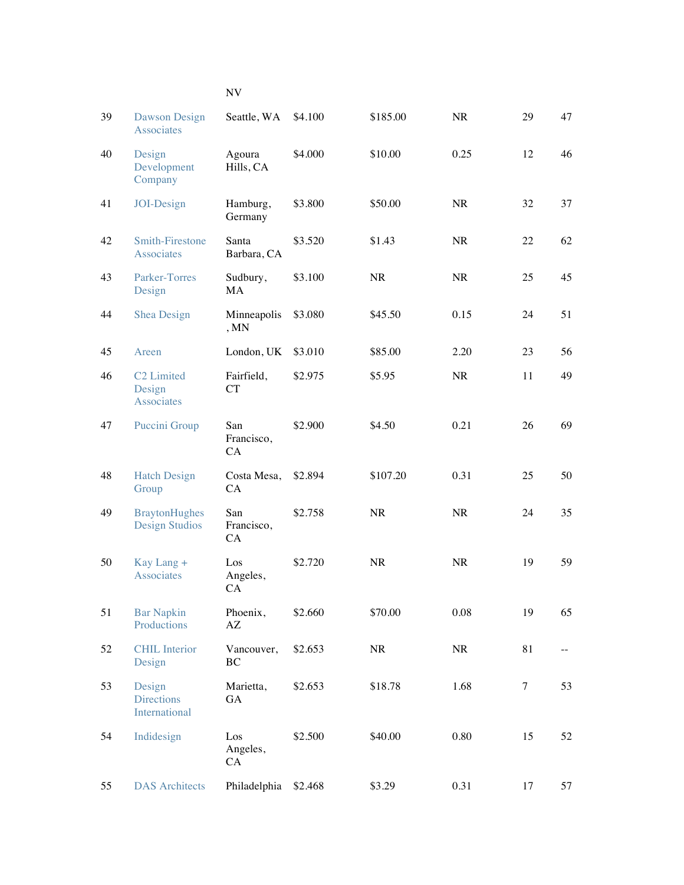| | | NV | | | | | |
|---|---|---|---|---|---|---|---|
| 39 | Dawson Design Associates | Seattle, WA | $4.100 | $185.00 | NR | 29 | 47 |
| 40 | Design Development Company | Agoura Hills, CA | $4.000 | $10.00 | 0.25 | 12 | 46 |
| 41 | JOI-Design | Hamburg, Germany | $3.800 | $50.00 | NR | 32 | 37 |
| 42 | Smith-Firestone Associates | Santa Barbara, CA | $3.520 | $1.43 | NR | 22 | 62 |
| 43 | Parker-Torres Design | Sudbury, MA | $3.100 | NR | NR | 25 | 45 |
| 44 | Shea Design | Minneapolis, MN | $3.080 | $45.50 | 0.15 | 24 | 51 |
| 45 | Areen | London, UK | $3.010 | $85.00 | 2.20 | 23 | 56 |
| 46 | C2 Limited Design Associates | Fairfield, CT | $2.975 | $5.95 | NR | 11 | 49 |
| 47 | Puccini Group | San Francisco, CA | $2.900 | $4.50 | 0.21 | 26 | 69 |
| 48 | Hatch Design Group | Costa Mesa, CA | $2.894 | $107.20 | 0.31 | 25 | 50 |
| 49 | BraytonHughes Design Studios | San Francisco, CA | $2.758 | NR | NR | 24 | 35 |
| 50 | Kay Lang + Associates | Los Angeles, CA | $2.720 | NR | NR | 19 | 59 |
| 51 | Bar Napkin Productions | Phoenix, AZ | $2.660 | $70.00 | 0.08 | 19 | 65 |
| 52 | CHIL Interior Design | Vancouver, BC | $2.653 | NR | NR | 81 | -- |
| 53 | Design Directions International | Marietta, GA | $2.653 | $18.78 | 1.68 | 7 | 53 |
| 54 | Indidesign | Los Angeles, CA | $2.500 | $40.00 | 0.80 | 15 | 52 |
| 55 | DAS Architects | Philadelphia | $2.468 | $3.29 | 0.31 | 17 | 57 |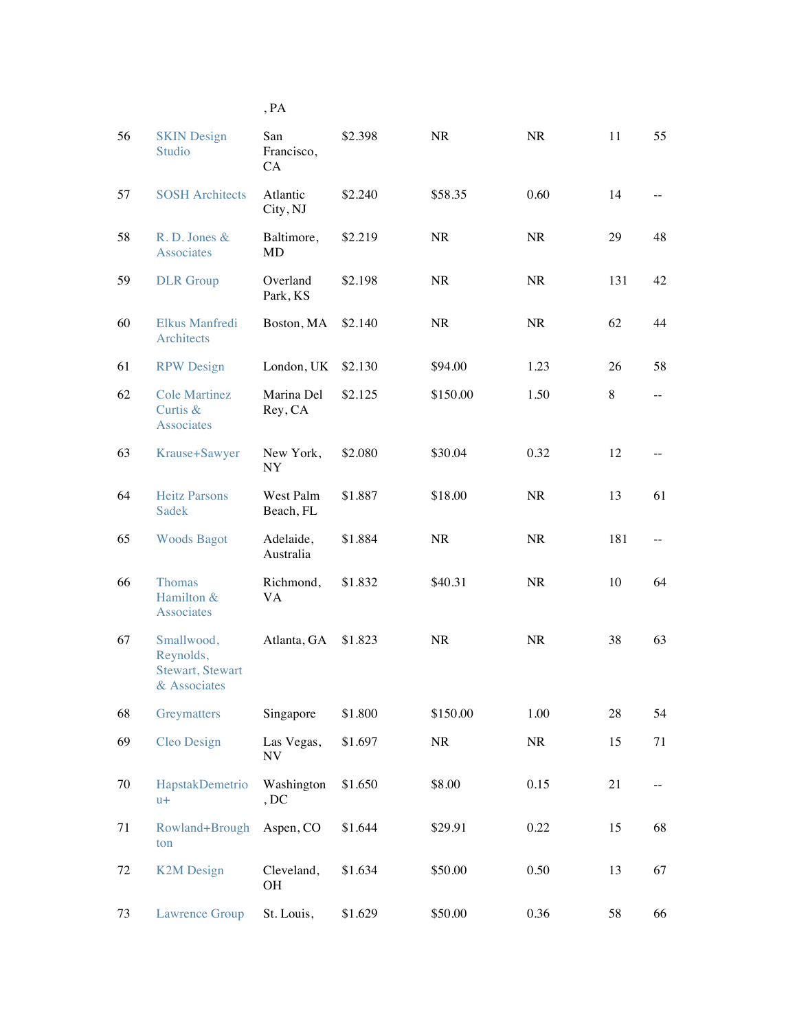| | | , PA | | | | | |
|---|---|---|---|---|---|---|---|
| 56 | SKIN Design Studio | San Francisco, CA | $2.398 | NR | NR | 11 | 55 |
| 57 | SOSH Architects | Atlantic City, NJ | $2.240 | $58.35 | 0.60 | 14 | -- |
| 58 | R. D. Jones & Associates | Baltimore, MD | $2.219 | NR | NR | 29 | 48 |
| 59 | DLR Group | Overland Park, KS | $2.198 | NR | NR | 131 | 42 |
| 60 | Elkus Manfredi Architects | Boston, MA | $2.140 | NR | NR | 62 | 44 |
| 61 | RPW Design | London, UK | $2.130 | $94.00 | 1.23 | 26 | 58 |
| 62 | Cole Martinez Curtis & Associates | Marina Del Rey, CA | $2.125 | $150.00 | 1.50 | 8 | -- |
| 63 | Krause+Sawyer | New York, NY | $2.080 | $30.04 | 0.32 | 12 | -- |
| 64 | Heitz Parsons Sadek | West Palm Beach, FL | $1.887 | $18.00 | NR | 13 | 61 |
| 65 | Woods Bagot | Adelaide, Australia | $1.884 | NR | NR | 181 | -- |
| 66 | Thomas Hamilton & Associates | Richmond, VA | $1.832 | $40.31 | NR | 10 | 64 |
| 67 | Smallwood, Reynolds, Stewart, Stewart & Associates | Atlanta, GA | $1.823 | NR | NR | 38 | 63 |
| 68 | Greymatters | Singapore | $1.800 | $150.00 | 1.00 | 28 | 54 |
| 69 | Cleo Design | Las Vegas, NV | $1.697 | NR | NR | 15 | 71 |
| 70 | HapstakDemetriou+ | Washington, DC | $1.650 | $8.00 | 0.15 | 21 | -- |
| 71 | Rowland+Broughton | Aspen, CO | $1.644 | $29.91 | 0.22 | 15 | 68 |
| 72 | K2M Design | Cleveland, OH | $1.634 | $50.00 | 0.50 | 13 | 67 |
| 73 | Lawrence Group | St. Louis, | $1.629 | $50.00 | 0.36 | 58 | 66 |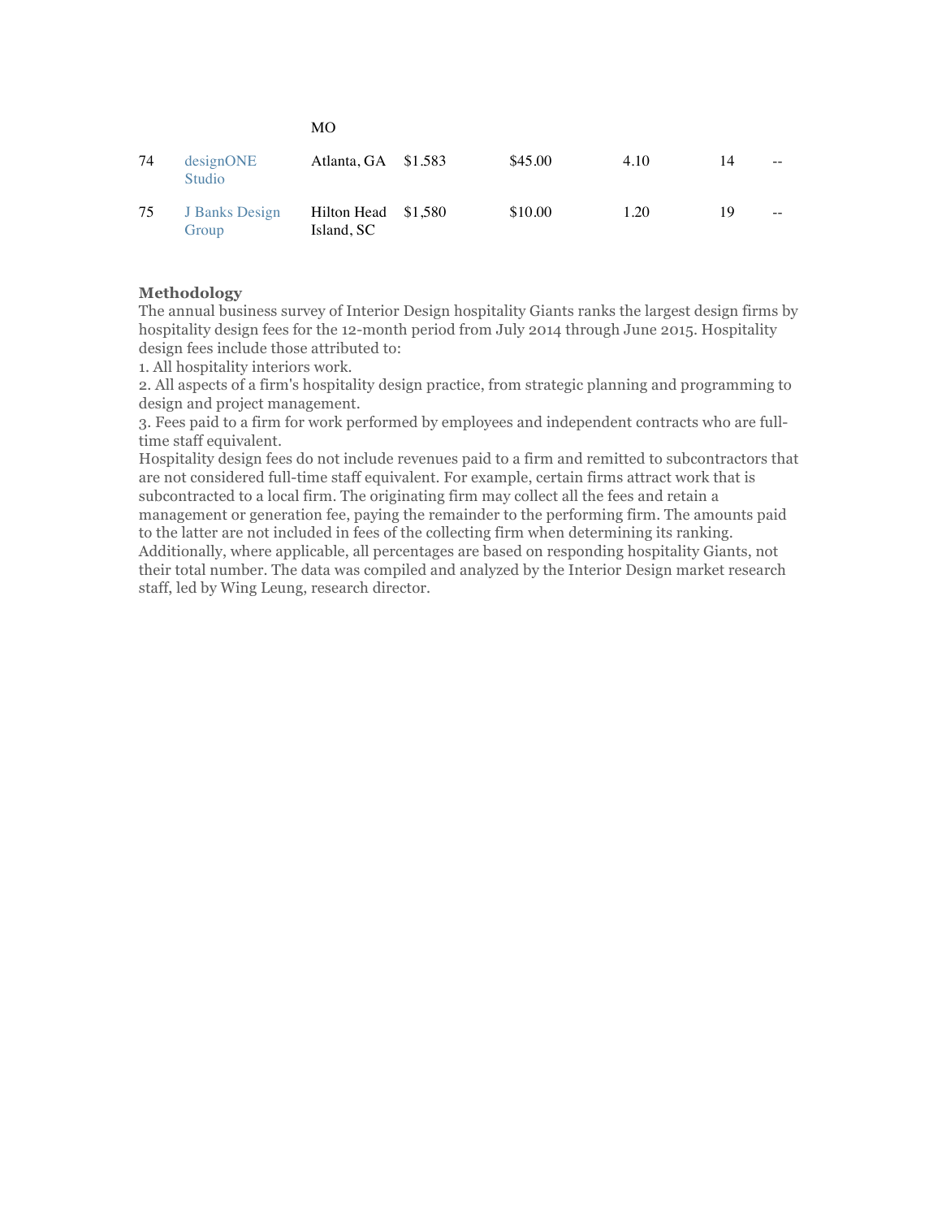| | | | | | | | |
|---|---|---|---|---|---|---|---|
| | | MO | | | | | |
| 74 | designONE Studio | Atlanta, GA | $1.583 | $45.00 | 4.10 | 14 | -- |
| 75 | J Banks Design Group | Hilton Head Island, SC | $1,580 | $10.00 | 1.20 | 19 | -- |

**Methodology**

The annual business survey of Interior Design hospitality Giants ranks the largest design firms by hospitality design fees for the 12-month period from July 2014 through June 2015. Hospitality design fees include those attributed to:

1. All hospitality interiors work.
2. All aspects of a firm's hospitality design practice, from strategic planning and programming to design and project management.
3. Fees paid to a firm for work performed by employees and independent contracts who are full-time staff equivalent.

Hospitality design fees do not include revenues paid to a firm and remitted to subcontractors that are not considered full-time staff equivalent. For example, certain firms attract work that is subcontracted to a local firm. The originating firm may collect all the fees and retain a management or generation fee, paying the remainder to the performing firm. The amounts paid to the latter are not included in fees of the collecting firm when determining its ranking. Additionally, where applicable, all percentages are based on responding hospitality Giants, not their total number. The data was compiled and analyzed by the Interior Design market research staff, led by Wing Leung, research director.